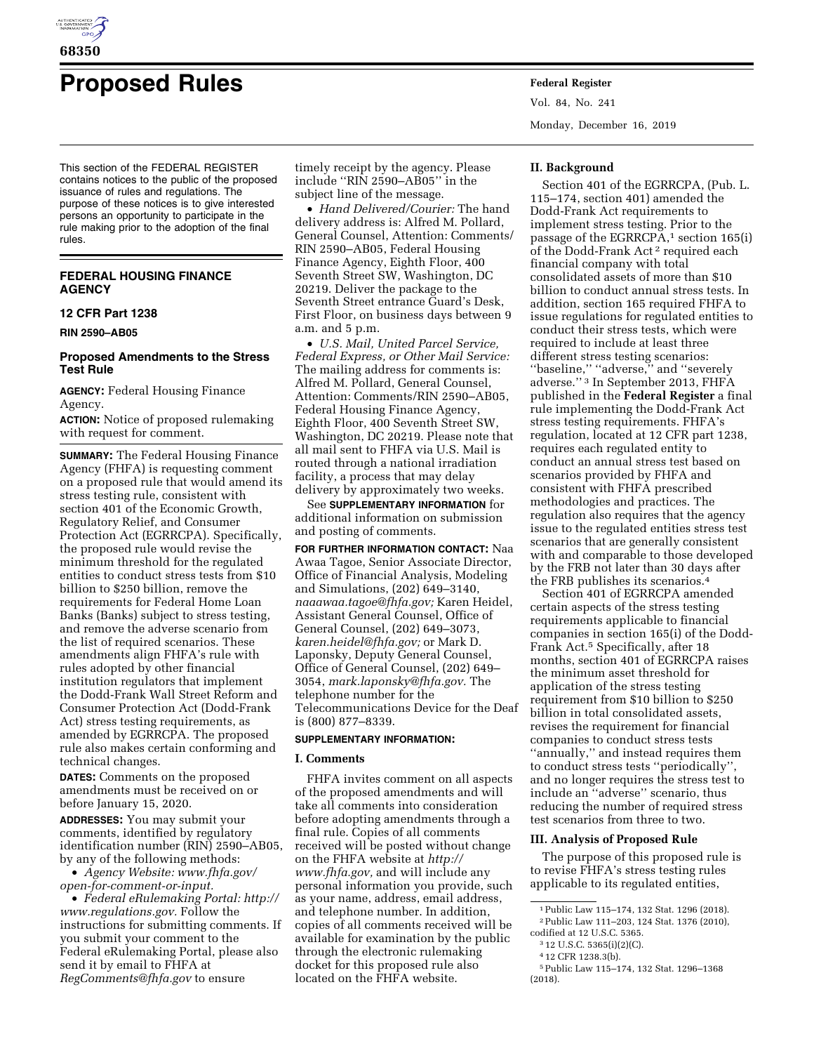# Proposed Rules

This section of the FEDERAL REGISTER contains notices to the public of the proposed issuance of rules and regulations. The purpose of these notices is to give interested persons an opportunity to participate in the rule making prior to the adoption of the final rules.

## FEDERAL HOUSING FINANCE AGENCY

### 12 CFR Part 1238

**RIN 2590–AB05**

### Proposed Amendments to the Stress Test Rule

**AGENCY:** Federal Housing Finance Agency.

**ACTION:** Notice of proposed rulemaking with request for comment.

**SUMMARY:** The Federal Housing Finance Agency (FHFA) is requesting comment on a proposed rule that would amend its stress testing rule, consistent with section 401 of the Economic Growth, Regulatory Relief, and Consumer Protection Act (EGRRCPA). Specifically, the proposed rule would revise the minimum threshold for the regulated entities to conduct stress tests from $10 billion to $250 billion, remove the requirements for Federal Home Loan Banks (Banks) subject to stress testing, and remove the adverse scenario from the list of required scenarios. These amendments align FHFA's rule with rules adopted by other financial institution regulators that implement the Dodd-Frank Wall Street Reform and Consumer Protection Act (Dodd-Frank Act) stress testing requirements, as amended by EGRRCPA. The proposed rule also makes certain conforming and technical changes.

**DATES:** Comments on the proposed amendments must be received on or before January 15, 2020.

**ADDRESSES:** You may submit your comments, identified by regulatory identification number (RIN) 2590–AB05, by any of the following methods:

- *Agency Website: www.fhfa.gov/open-for-comment-or-input.*
- *Federal eRulemaking Portal: http://www.regulations.gov.* Follow the instructions for submitting comments. If you submit your comment to the Federal eRulemaking Portal, please also send it by email to FHFA at *RegComments@fhfa.gov* to ensure timely receipt by the agency. Please include ''RIN 2590–AB05'' in the subject line of the message.
- *Hand Delivered/Courier:* The hand delivery address is: Alfred M. Pollard, General Counsel, Attention: Comments/RIN 2590–AB05, Federal Housing Finance Agency, Eighth Floor, 400 Seventh Street SW, Washington, DC 20219. Deliver the package to the Seventh Street entrance Guard's Desk, First Floor, on business days between 9 a.m. and 5 p.m.
- *U.S. Mail, United Parcel Service, Federal Express, or Other Mail Service:* The mailing address for comments is: Alfred M. Pollard, General Counsel, Attention: Comments/RIN 2590–AB05, Federal Housing Finance Agency, Eighth Floor, 400 Seventh Street SW, Washington, DC 20219. Please note that all mail sent to FHFA via U.S. Mail is routed through a national irradiation facility, a process that may delay delivery by approximately two weeks.

See **SUPPLEMENTARY INFORMATION** for additional information on submission and posting of comments.

**FOR FURTHER INFORMATION CONTACT:** Naa Awaa Tagoe, Senior Associate Director, Office of Financial Analysis, Modeling and Simulations, (202) 649–3140, *naaawaa.tagoe@fhfa.gov;* Karen Heidel, Assistant General Counsel, Office of General Counsel, (202) 649–3073, *karen.heidel@fhfa.gov;* or Mark D. Laponsky, Deputy General Counsel, Office of General Counsel, (202) 649–3054, *mark.laponsky@fhfa.gov.* The telephone number for the Telecommunications Device for the Deaf is (800) 877–8339.

**SUPPLEMENTARY INFORMATION:**

## I. Comments

FHFA invites comment on all aspects of the proposed amendments and will take all comments into consideration before adopting amendments through a final rule. Copies of all comments received will be posted without change on the FHFA website at *http://www.fhfa.gov,* and will include any personal information you provide, such as your name, address, email address, and telephone number. In addition, copies of all comments received will be available for examination by the public through the electronic rulemaking docket for this proposed rule also located on the FHFA website.

## II. Background

Section 401 of the EGRRCPA, (Pub. L. 115–174, section 401) amended the Dodd-Frank Act requirements to implement stress testing. Prior to the passage of the EGRRCPA,[1] section 165(i) of the Dodd-Frank Act[2] required each financial company with total consolidated assets of more than $10 billion to conduct annual stress tests. In addition, section 165 required FHFA to issue regulations for regulated entities to conduct their stress tests, which were required to include at least three different stress testing scenarios: ''baseline,'' ''adverse,'' and ''severely adverse.''[3] In September 2013, FHFA published in the **Federal Register** a final rule implementing the Dodd-Frank Act stress testing requirements. FHFA's regulation, located at 12 CFR part 1238, requires each regulated entity to conduct an annual stress test based on scenarios provided by FHFA and consistent with FHFA prescribed methodologies and practices. The regulation also requires that the agency issue to the regulated entities stress test scenarios that are generally consistent with and comparable to those developed by the FRB not later than 30 days after the FRB publishes its scenarios.[4]

Section 401 of EGRRCPA amended certain aspects of the stress testing requirements applicable to financial companies in section 165(i) of the Dodd-Frank Act.[5] Specifically, after 18 months, section 401 of EGRRCPA raises the minimum asset threshold for application of the stress testing requirement from $10 billion to $250 billion in total consolidated assets, revises the requirement for financial companies to conduct stress tests ''annually,'' and instead requires them to conduct stress tests ''periodically'', and no longer requires the stress test to include an ''adverse'' scenario, thus reducing the number of required stress test scenarios from three to two.

## III. Analysis of Proposed Rule

The purpose of this proposed rule is to revise FHFA's stress testing rules applicable to its regulated entities,

[1] Public Law 115–174, 132 Stat. 1296 (2018).

[2] Public Law 111–203, 124 Stat. 1376 (2010), codified at 12 U.S.C. 5365.

[3] 12 U.S.C. 5365(i)(2)(C).

[4] 12 CFR 1238.3(b).

[5] Public Law 115–174, 132 Stat. 1296–1368 (2018).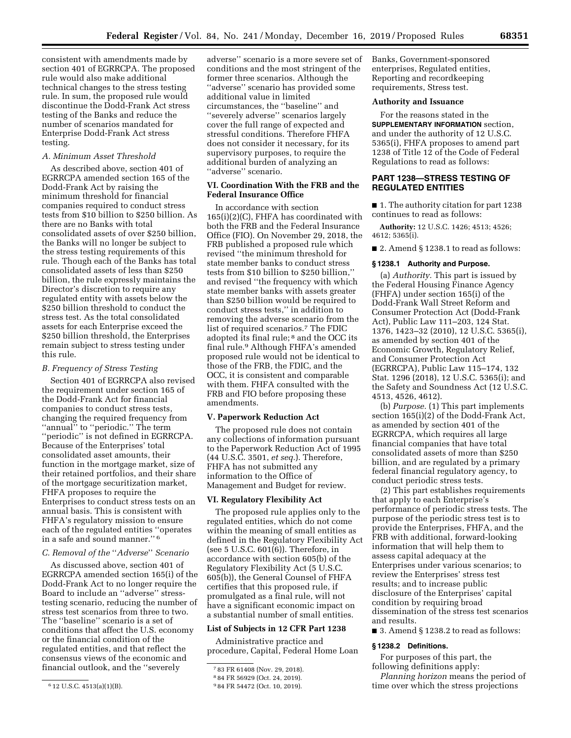consistent with amendments made by section 401 of EGRRCPA. The proposed rule would also make additional technical changes to the stress testing rule. In sum, the proposed rule would discontinue the Dodd-Frank Act stress testing of the Banks and reduce the number of scenarios mandated for Enterprise Dodd-Frank Act stress testing.

### *A. Minimum Asset Threshold*

As described above, section 401 of EGRRCPA amended section 165 of the Dodd-Frank Act by raising the minimum threshold for financial companies required to conduct stress tests from $10 billion to $250 billion. As there are no Banks with total consolidated assets of over $250 billion, the Banks will no longer be subject to the stress testing requirements of this rule. Though each of the Banks has total consolidated assets of less than $250 billion, the rule expressly maintains the Director's discretion to require any regulated entity with assets below the $250 billion threshold to conduct the stress test. As the total consolidated assets for each Enterprise exceed the $250 billion threshold, the Enterprises remain subject to stress testing under this rule.

### *B. Frequency of Stress Testing*

Section 401 of EGRRCPA also revised the requirement under section 165 of the Dodd-Frank Act for financial companies to conduct stress tests, changing the required frequency from ''annual'' to ''periodic.'' The term ''periodic'' is not defined in EGRRCPA. Because of the Enterprises' total consolidated asset amounts, their function in the mortgage market, size of their retained portfolios, and their share of the mortgage securitization market, FHFA proposes to require the Enterprises to conduct stress tests on an annual basis. This is consistent with FHFA's regulatory mission to ensure each of the regulated entities ''operates in a safe and sound manner.'' [6]

### *C. Removal of the ''Adverse'' Scenario*

As discussed above, section 401 of EGRRCPA amended section 165(i) of the Dodd-Frank Act to no longer require the Board to include an ''adverse'' stress-testing scenario, reducing the number of stress test scenarios from three to two. The ''baseline'' scenario is a set of conditions that affect the U.S. economy or the financial condition of the regulated entities, and that reflect the consensus views of the economic and financial outlook, and the ''severely adverse'' scenario is a more severe set of conditions and the most stringent of the former three scenarios. Although the ''adverse'' scenario has provided some additional value in limited circumstances, the ''baseline'' and ''severely adverse'' scenarios largely cover the full range of expected and stressful conditions. Therefore FHFA does not consider it necessary, for its supervisory purposes, to require the additional burden of analyzing an ''adverse'' scenario.

## VI. Coordination With the FRB and the Federal Insurance Office

In accordance with section 165(i)(2)(C), FHFA has coordinated with both the FRB and the Federal Insurance Office (FIO). On November 29, 2018, the FRB published a proposed rule which revised ''the minimum threshold for state member banks to conduct stress tests from $10 billion to $250 billion,'' and revised ''the frequency with which state member banks with assets greater than $250 billion would be required to conduct stress tests,'' in addition to removing the adverse scenario from the list of required scenarios.[7] The FDIC adopted its final rule;[8] and the OCC its final rule.[9] Although FHFA's amended proposed rule would not be identical to those of the FRB, the FDIC, and the OCC, it is consistent and comparable with them. FHFA consulted with the FRB and FIO before proposing these amendments.

## V. Paperwork Reduction Act

The proposed rule does not contain any collections of information pursuant to the Paperwork Reduction Act of 1995 (44 U.S.C. 3501, *et seq.*). Therefore, FHFA has not submitted any information to the Office of Management and Budget for review.

## VI. Regulatory Flexibility Act

The proposed rule applies only to the regulated entities, which do not come within the meaning of small entities as defined in the Regulatory Flexibility Act (see 5 U.S.C. 601(6)). Therefore, in accordance with section 605(b) of the Regulatory Flexibility Act (5 U.S.C. 605(b)), the General Counsel of FHFA certifies that this proposed rule, if promulgated as a final rule, will not have a significant economic impact on a substantial number of small entities.

## List of Subjects in 12 CFR Part 1238

Administrative practice and procedure, Capital, Federal Home Loan Banks, Government-sponsored enterprises, Regulated entities, Reporting and recordkeeping requirements, Stress test.

## Authority and Issuance

For the reasons stated in the **SUPPLEMENTARY INFORMATION** section, and under the authority of 12 U.S.C. 5365(i), FHFA proposes to amend part 1238 of Title 12 of the Code of Federal Regulations to read as follows:

## PART 1238—STRESS TESTING OF REGULATED ENTITIES

■ 1. The authority citation for part 1238 continues to read as follows:

**Authority:** 12 U.S.C. 1426; 4513; 4526; 4612; 5365(i).

■ 2. Amend § 1238.1 to read as follows:

### § 1238.1 Authority and Purpose.

(a) *Authority.* This part is issued by the Federal Housing Finance Agency (FHFA) under section 165(i) of the Dodd-Frank Wall Street Reform and Consumer Protection Act (Dodd-Frank Act), Public Law 111–203, 124 Stat. 1376, 1423–32 (2010), 12 U.S.C. 5365(i), as amended by section 401 of the Economic Growth, Regulatory Relief, and Consumer Protection Act (EGRRCPA), Public Law 115–174, 132 Stat. 1296 (2018), 12 U.S.C. 5365(i); and the Safety and Soundness Act (12 U.S.C. 4513, 4526, 4612).

(b) *Purpose.* (1) This part implements section 165(i)(2) of the Dodd-Frank Act, as amended by section 401 of the EGRRCPA, which requires all large financial companies that have total consolidated assets of more than $250 billion, and are regulated by a primary federal financial regulatory agency, to conduct periodic stress tests.

(2) This part establishes requirements that apply to each Enterprise's performance of periodic stress tests. The purpose of the periodic stress test is to provide the Enterprises, FHFA, and the FRB with additional, forward-looking information that will help them to assess capital adequacy at the Enterprises under various scenarios; to review the Enterprises' stress test results; and to increase public disclosure of the Enterprises' capital condition by requiring broad dissemination of the stress test scenarios and results.

■ 3. Amend § 1238.2 to read as follows:

### § 1238.2 Definitions.

For purposes of this part, the following definitions apply:

*Planning horizon* means the period of time over which the stress projections

---

[6] 12 U.S.C. 4513(a)(1)(B).

[7] 83 FR 61408 (Nov. 29, 2018).

[8] 84 FR 56929 (Oct. 24, 2019).

[9] 84 FR 54472 (Oct. 10, 2019).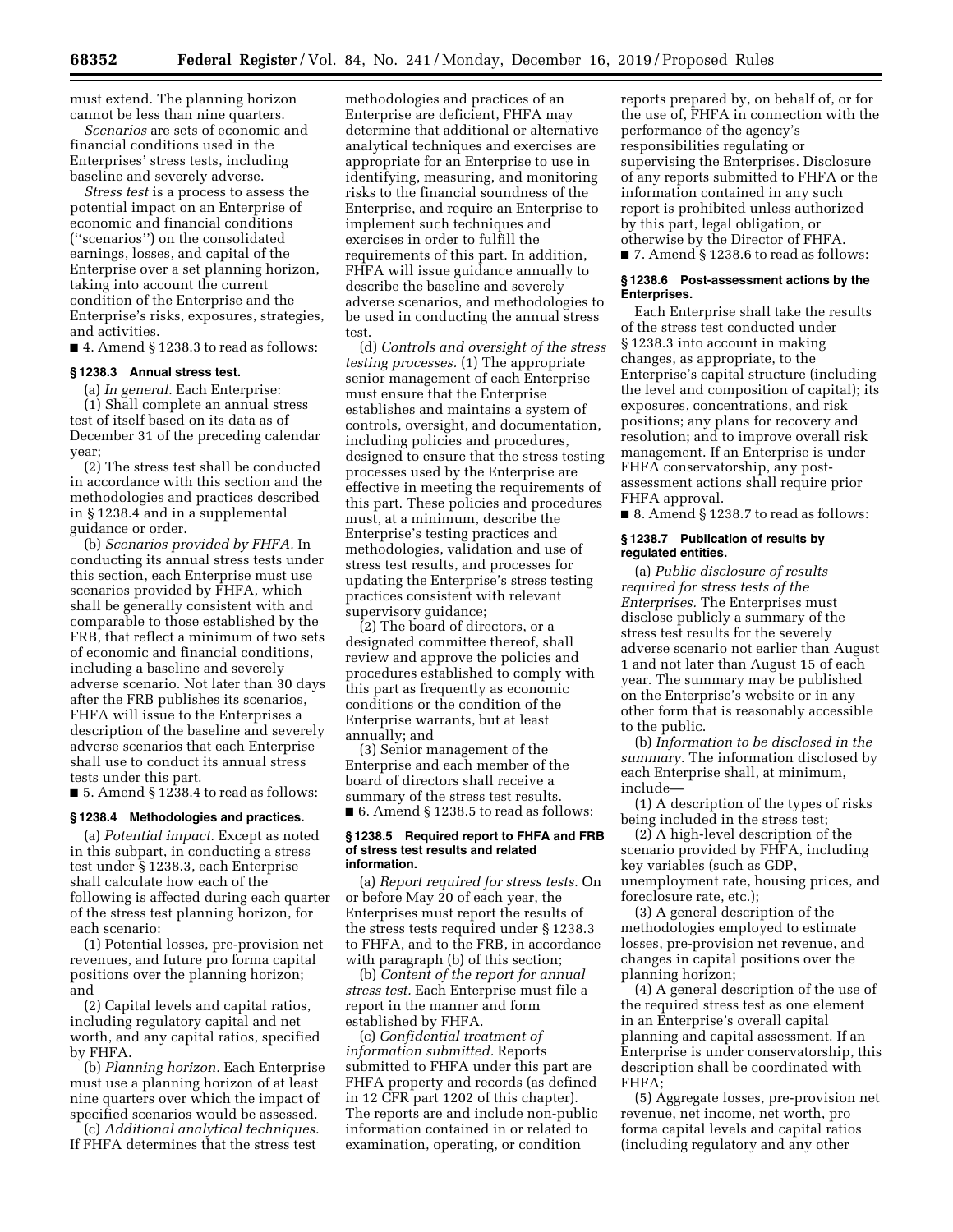must extend. The planning horizon cannot be less than nine quarters.

*Scenarios* are sets of economic and financial conditions used in the Enterprises' stress tests, including baseline and severely adverse.

*Stress test* is a process to assess the potential impact on an Enterprise of economic and financial conditions ("scenarios") on the consolidated earnings, losses, and capital of the Enterprise over a set planning horizon, taking into account the current condition of the Enterprise and the Enterprise's risks, exposures, strategies, and activities.

■ 4. Amend § 1238.3 to read as follows:

#### § 1238.3 Annual stress test.

(a) *In general.* Each Enterprise:

(1) Shall complete an annual stress test of itself based on its data as of December 31 of the preceding calendar year;

(2) The stress test shall be conducted in accordance with this section and the methodologies and practices described in § 1238.4 and in a supplemental guidance or order.

(b) *Scenarios provided by FHFA.* In conducting its annual stress tests under this section, each Enterprise must use scenarios provided by FHFA, which shall be generally consistent with and comparable to those established by the FRB, that reflect a minimum of two sets of economic and financial conditions, including a baseline and severely adverse scenario. Not later than 30 days after the FRB publishes its scenarios, FHFA will issue to the Enterprises a description of the baseline and severely adverse scenarios that each Enterprise shall use to conduct its annual stress tests under this part.

■ 5. Amend § 1238.4 to read as follows:

#### § 1238.4 Methodologies and practices.

(a) *Potential impact.* Except as noted in this subpart, in conducting a stress test under § 1238.3, each Enterprise shall calculate how each of the following is affected during each quarter of the stress test planning horizon, for each scenario:

(1) Potential losses, pre-provision net revenues, and future pro forma capital positions over the planning horizon; and

(2) Capital levels and capital ratios, including regulatory capital and net worth, and any capital ratios, specified by FHFA.

(b) *Planning horizon.* Each Enterprise must use a planning horizon of at least nine quarters over which the impact of specified scenarios would be assessed.

(c) *Additional analytical techniques.* If FHFA determines that the stress test methodologies and practices of an Enterprise are deficient, FHFA may determine that additional or alternative analytical techniques and exercises are appropriate for an Enterprise to use in identifying, measuring, and monitoring risks to the financial soundness of the Enterprise, and require an Enterprise to implement such techniques and exercises in order to fulfill the requirements of this part. In addition, FHFA will issue guidance annually to describe the baseline and severely adverse scenarios, and methodologies to be used in conducting the annual stress test.

(d) *Controls and oversight of the stress testing processes.* (1) The appropriate senior management of each Enterprise must ensure that the Enterprise establishes and maintains a system of controls, oversight, and documentation, including policies and procedures, designed to ensure that the stress testing processes used by the Enterprise are effective in meeting the requirements of this part. These policies and procedures must, at a minimum, describe the Enterprise's testing practices and methodologies, validation and use of stress test results, and processes for updating the Enterprise's stress testing practices consistent with relevant supervisory guidance;

(2) The board of directors, or a designated committee thereof, shall review and approve the policies and procedures established to comply with this part as frequently as economic conditions or the condition of the Enterprise warrants, but at least annually; and

(3) Senior management of the Enterprise and each member of the board of directors shall receive a summary of the stress test results.

■ 6. Amend § 1238.5 to read as follows:

#### § 1238.5 Required report to FHFA and FRB of stress test results and related information.

(a) *Report required for stress tests.* On or before May 20 of each year, the Enterprises must report the results of the stress tests required under § 1238.3 to FHFA, and to the FRB, in accordance with paragraph (b) of this section;

(b) *Content of the report for annual stress test.* Each Enterprise must file a report in the manner and form established by FHFA.

(c) *Confidential treatment of information submitted.* Reports submitted to FHFA under this part are FHFA property and records (as defined in 12 CFR part 1202 of this chapter). The reports are and include non-public information contained in or related to examination, operating, or condition reports prepared by, on behalf of, or for the use of, FHFA in connection with the performance of the agency's responsibilities regulating or supervising the Enterprises. Disclosure of any reports submitted to FHFA or the information contained in any such report is prohibited unless authorized by this part, legal obligation, or otherwise by the Director of FHFA.

■ 7. Amend § 1238.6 to read as follows:

#### § 1238.6 Post-assessment actions by the Enterprises.

Each Enterprise shall take the results of the stress test conducted under § 1238.3 into account in making changes, as appropriate, to the Enterprise's capital structure (including the level and composition of capital); its exposures, concentrations, and risk positions; any plans for recovery and resolution; and to improve overall risk management. If an Enterprise is under FHFA conservatorship, any post-assessment actions shall require prior FHFA approval.

■ 8. Amend § 1238.7 to read as follows:

#### § 1238.7 Publication of results by regulated entities.

(a) *Public disclosure of results required for stress tests of the Enterprises.* The Enterprises must disclose publicly a summary of the stress test results for the severely adverse scenario not earlier than August 1 and not later than August 15 of each year. The summary may be published on the Enterprise's website or in any other form that is reasonably accessible to the public.

(b) *Information to be disclosed in the summary.* The information disclosed by each Enterprise shall, at minimum, include—

(1) A description of the types of risks being included in the stress test;

(2) A high-level description of the scenario provided by FHFA, including key variables (such as GDP, unemployment rate, housing prices, and foreclosure rate, etc.);

(3) A general description of the methodologies employed to estimate losses, pre-provision net revenue, and changes in capital positions over the planning horizon;

(4) A general description of the use of the required stress test as one element in an Enterprise's overall capital planning and capital assessment. If an Enterprise is under conservatorship, this description shall be coordinated with FHFA;

(5) Aggregate losses, pre-provision net revenue, net income, net worth, pro forma capital levels and capital ratios (including regulatory and any other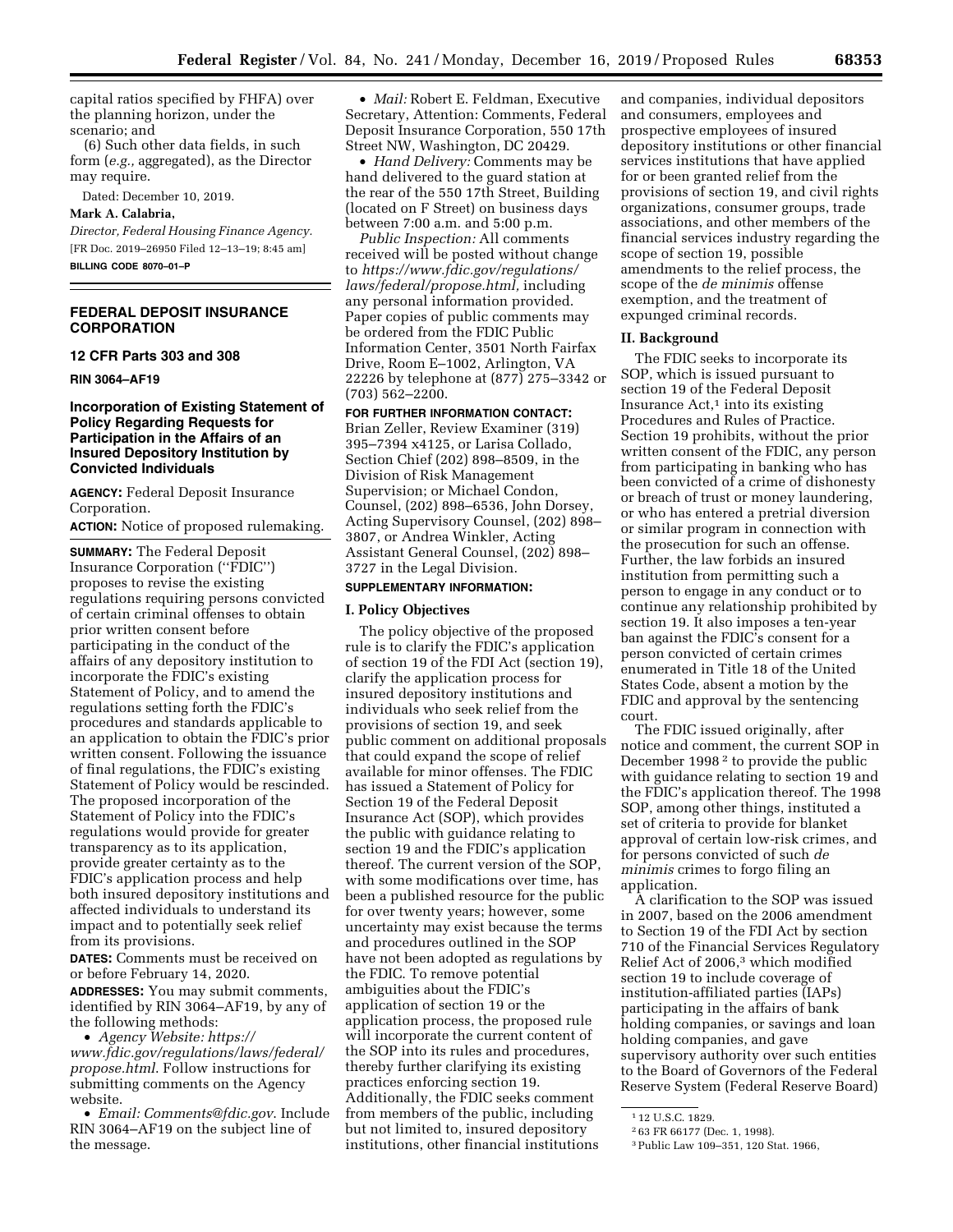capital ratios specified by FHFA) over the planning horizon, under the scenario; and

(6) Such other data fields, in such form (*e.g.,* aggregated), as the Director may require.

Dated: December 10, 2019.

**Mark A. Calabria,**

*Director, Federal Housing Finance Agency.*

[FR Doc. 2019–26950 Filed 12–13–19; 8:45 am]

**BILLING CODE 8070–01–P**

---

## FEDERAL DEPOSIT INSURANCE CORPORATION

### 12 CFR Parts 303 and 308

**RIN 3064–AF19**

### Incorporation of Existing Statement of Policy Regarding Requests for Participation in the Affairs of an Insured Depository Institution by Convicted Individuals

**AGENCY:** Federal Deposit Insurance Corporation.

**ACTION:** Notice of proposed rulemaking.

**SUMMARY:** The Federal Deposit Insurance Corporation (''FDIC'') proposes to revise the existing regulations requiring persons convicted of certain criminal offenses to obtain prior written consent before participating in the conduct of the affairs of any depository institution to incorporate the FDIC's existing Statement of Policy, and to amend the regulations setting forth the FDIC's procedures and standards applicable to an application to obtain the FDIC's prior written consent. Following the issuance of final regulations, the FDIC's existing Statement of Policy would be rescinded. The proposed incorporation of the Statement of Policy into the FDIC's regulations would provide for greater transparency as to its application, provide greater certainty as to the FDIC's application process and help both insured depository institutions and affected individuals to understand its impact and to potentially seek relief from its provisions.

**DATES:** Comments must be received on or before February 14, 2020.

**ADDRESSES:** You may submit comments, identified by RIN 3064–AF19, by any of the following methods:

- *Agency Website: https://www.fdic.gov/regulations/laws/federal/propose.html.* Follow instructions for submitting comments on the Agency website.
- *Email: Comments@fdic.gov.* Include RIN 3064–AF19 on the subject line of the message.
- *Mail:* Robert E. Feldman, Executive Secretary, Attention: Comments, Federal Deposit Insurance Corporation, 550 17th Street NW, Washington, DC 20429.
- *Hand Delivery:* Comments may be hand delivered to the guard station at the rear of the 550 17th Street, Building (located on F Street) on business days between 7:00 a.m. and 5:00 p.m.

*Public Inspection:* All comments received will be posted without change to *https://www.fdic.gov/regulations/laws/federal/propose.html,* including any personal information provided. Paper copies of public comments may be ordered from the FDIC Public Information Center, 3501 North Fairfax Drive, Room E–1002, Arlington, VA 22226 by telephone at (877) 275–3342 or (703) 562–2200.

**FOR FURTHER INFORMATION CONTACT:** Brian Zeller, Review Examiner (319) 395–7394 x4125, or Larisa Collado, Section Chief (202) 898–8509, in the Division of Risk Management Supervision; or Michael Condon, Counsel, (202) 898–6536, John Dorsey, Acting Supervisory Counsel, (202) 898–3807, or Andrea Winkler, Acting Assistant General Counsel, (202) 898–3727 in the Legal Division.

**SUPPLEMENTARY INFORMATION:**

**I. Policy Objectives**

The policy objective of the proposed rule is to clarify the FDIC's application of section 19 of the FDI Act (section 19), clarify the application process for insured depository institutions and individuals who seek relief from the provisions of section 19, and seek public comment on additional proposals that could expand the scope of relief available for minor offenses. The FDIC has issued a Statement of Policy for Section 19 of the Federal Deposit Insurance Act (SOP), which provides the public with guidance relating to section 19 and the FDIC's application thereof. The current version of the SOP, with some modifications over time, has been a published resource for the public for over twenty years; however, some uncertainty may exist because the terms and procedures outlined in the SOP have not been adopted as regulations by the FDIC. To remove potential ambiguities about the FDIC's application of section 19 or the application process, the proposed rule will incorporate the current content of the SOP into its rules and procedures, thereby further clarifying its existing practices enforcing section 19. Additionally, the FDIC seeks comment from members of the public, including but not limited to, insured depository institutions, other financial institutions and companies, individual depositors and consumers, employees and prospective employees of insured depository institutions or other financial services institutions that have applied for or been granted relief from the provisions of section 19, and civil rights organizations, consumer groups, trade associations, and other members of the financial services industry regarding the scope of section 19, possible amendments to the relief process, the scope of the *de minimis* offense exemption, and the treatment of expunged criminal records.

**II. Background**

The FDIC seeks to incorporate its SOP, which is issued pursuant to section 19 of the Federal Deposit Insurance Act,[1] into its existing Procedures and Rules of Practice. Section 19 prohibits, without the prior written consent of the FDIC, any person from participating in banking who has been convicted of a crime of dishonesty or breach of trust or money laundering, or who has entered a pretrial diversion or similar program in connection with the prosecution for such an offense. Further, the law forbids an insured institution from permitting such a person to engage in any conduct or to continue any relationship prohibited by section 19. It also imposes a ten-year ban against the FDIC's consent for a person convicted of certain crimes enumerated in Title 18 of the United States Code, absent a motion by the FDIC and approval by the sentencing court.

The FDIC issued originally, after notice and comment, the current SOP in December 1998[2] to provide the public with guidance relating to section 19 and the FDIC's application thereof. The 1998 SOP, among other things, instituted a set of criteria to provide for blanket approval of certain low-risk crimes, and for persons convicted of such *de minimis* crimes to forgo filing an application.

A clarification to the SOP was issued in 2007, based on the 2006 amendment to Section 19 of the FDI Act by section 710 of the Financial Services Regulatory Relief Act of 2006,[3] which modified section 19 to include coverage of institution-affiliated parties (IAPs) participating in the affairs of bank holding companies, or savings and loan holding companies, and gave supervisory authority over such entities to the Board of Governors of the Federal Reserve System (Federal Reserve Board)

---

[1] 12 U.S.C. 1829.

[2] 63 FR 66177 (Dec. 1, 1998).

[3] Public Law 109–351, 120 Stat. 1966,